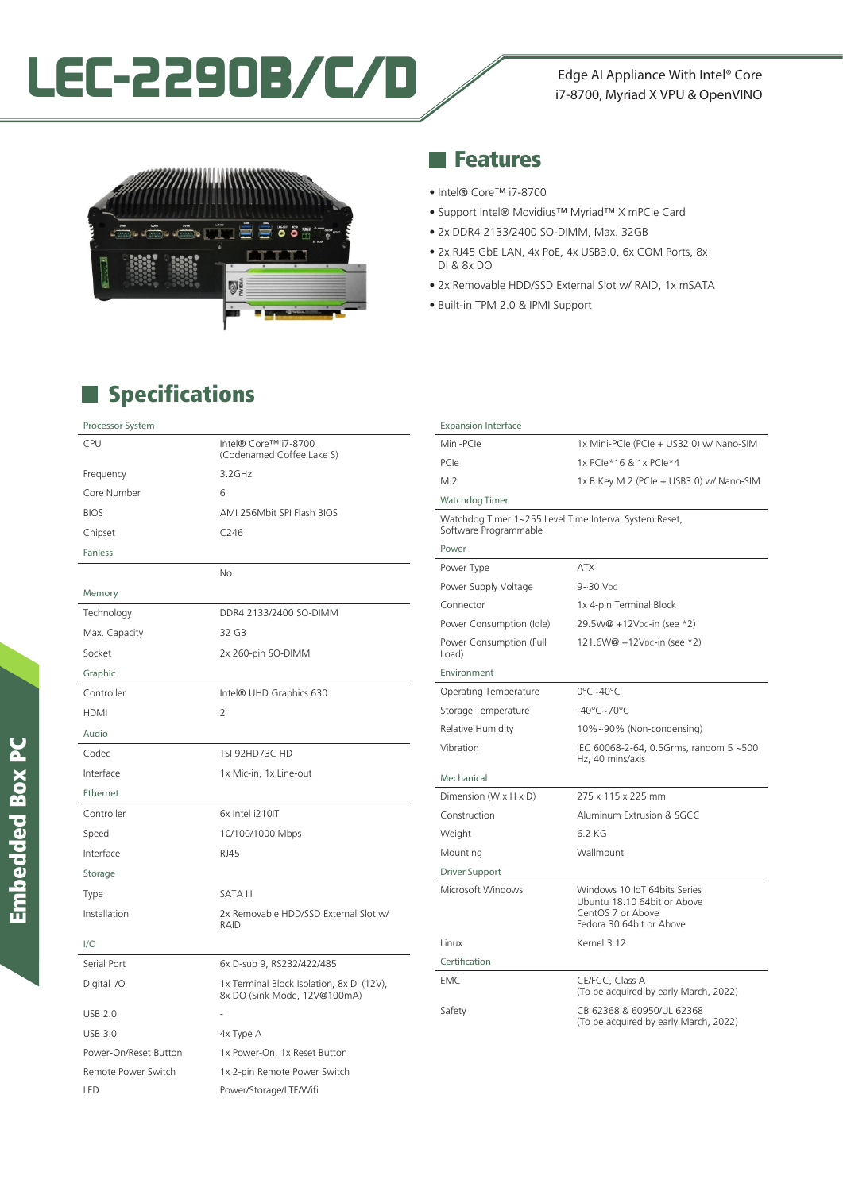# LEC-2290B/C/D

Edge AI Appliance With Intel® Core i7-8700, Myriad X VPU & OpenVINO

## Features

- Intel® Core™ i7-8700
- Support Intel® Movidius™ Myriad™ X mPCIe Card
- 2x DDR4 2133/2400 SO-DIMM, Max. 32GB
- 2x RJ45 GbE LAN, 4x PoE, 4x USB3.0, 6x COM Ports, 8x DI & 8x DO
- 2x Removable HDD/SSD External Slot w/ RAID, 1x mSATA
- Built-in TPM 2.0 & IPMI Support

## Specifications

| Processor System | |
|---|---|
| CPU | Intel® Core™ i7-8700 (Codenamed Coffee Lake S) |
| Frequency | 3.2GHz |
| Core Number | 6 |
| BIOS | AMI 256Mbit SPI Flash BIOS |
| Chipset | C246 |
| **Fanless** | |
| | No |
| **Memory** | |
| Technology | DDR4 2133/2400 SO-DIMM |
| Max. Capacity | 32 GB |
| Socket | 2x 260-pin SO-DIMM |
| **Graphic** | |
| Controller | Intel® UHD Graphics 630 |
| HDMI | 2 |
| **Audio** | |
| Codec | TSI 92HD73C HD |
| Interface | 1x Mic-in, 1x Line-out |
| **Ethernet** | |
| Controller | 6x Intel i210IT |
| Speed | 10/100/1000 Mbps |
| Interface | RJ45 |
| **Storage** | |
| Type | SATA III |
| Installation | 2x Removable HDD/SSD External Slot w/ RAID |
| **I/O** | |
| Serial Port | 6x D-sub 9, RS232/422/485 |
| Digital I/O | 1x Terminal Block Isolation, 8x DI (12V), 8x DO (Sink Mode, 12V@100mA) |
| USB 2.0 | - |
| USB 3.0 | 4x Type A |
| Power-On/Reset Button | 1x Power-On, 1x Reset Button |
| Remote Power Switch | 1x 2-pin Remote Power Switch |
| LED | Power/Storage/LTE/Wifi |

| Expansion Interface | |
|---|---|
| Mini-PCIe | 1x Mini-PCIe (PCIe + USB2.0) w/ Nano-SIM |
| PCIe | 1x PCIe*16 & 1x PCIe*4 |
| M.2 | 1x B Key M.2 (PCIe + USB3.0) w/ Nano-SIM |
| **Watchdog Timer** | |
| Watchdog Timer 1~255 Level Time Interval System Reset, Software Programmable | |
| **Power** | |
| Power Type | ATX |
| Power Supply Voltage | 9~30 VDC |
| Connector | 1x 4-pin Terminal Block |
| Power Consumption (Idle) | 29.5W@ +12VDC-in (see *2) |
| Power Consumption (Full Load) | 121.6W@ +12VDC-in (see *2) |
| **Environment** | |
| Operating Temperature | 0°C~40°C |
| Storage Temperature | -40°C~70°C |
| Relative Humidity | 10%~90% (Non-condensing) |
| Vibration | IEC 60068-2-64, 0.5Grms, random 5 ~500 Hz, 40 mins/axis |
| **Mechanical** | |
| Dimension (W x H x D) | 275 x 115 x 225 mm |
| Construction | Aluminum Extrusion & SGCC |
| Weight | 6.2 KG |
| Mounting | Wallmount |
| **Driver Support** | |
| Microsoft Windows | Windows 10 IoT 64bits Series<br>Ubuntu 18.10 64bit or Above<br>CentOS 7 or Above<br>Fedora 30 64bit or Above |
| Linux | Kernel 3.12 |
| **Certification** | |
| EMC | CE/FCC, Class A (To be acquired by early March, 2022) |
| Safety | CB 62368 & 60950/UL 62368 (To be acquired by early March, 2022) |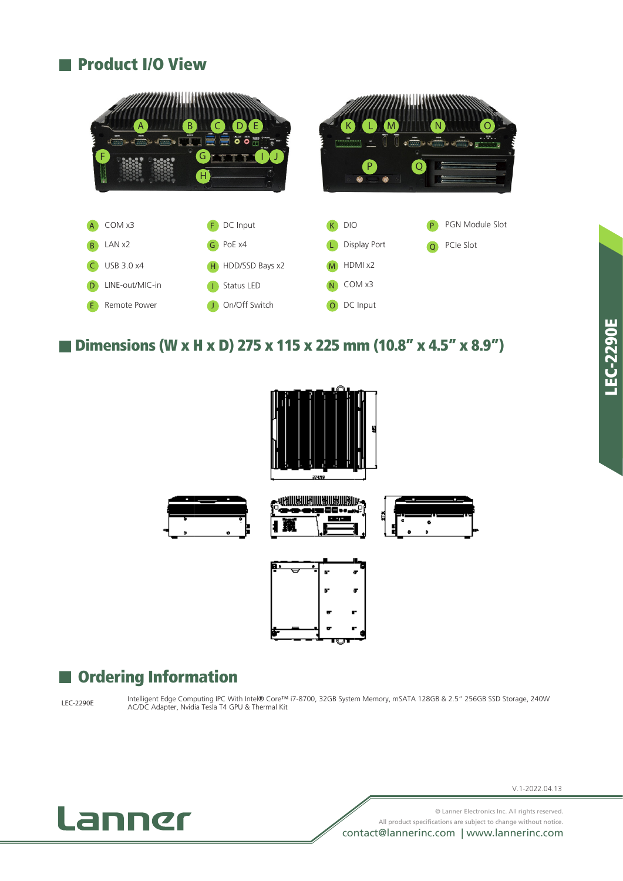## Product I/O View

- A COM x3
- B LAN x2
- C USB 3.0 x4
- D LINE-out/MIC-in
- E Remote Power
- F DC Input
- G PoE x4
- H HDD/SSD Bays x2
- I Status LED
- J On/Off Switch
- K DIO
- L Display Port
- M HDMI x2
- N COM x3
- O DC Input
- P PGN Module Slot
- Q PCIe Slot

## Dimensions (W x H x D) 275 x 115 x 225 mm (10.8" x 4.5" x 8.9")

## Ordering Information

| | |
|---|---|
| LEC-2290E | Intelligent Edge Computing IPC With Intel® Core™ i7-8700, 32GB System Memory, mSATA 128GB & 2.5" 256GB SSD Storage, 240W AC/DC Adapter, Nvidia Tesla T4 GPU & Thermal Kit |

V.1-2022.04.13

© Lanner Electronics Inc. All rights reserved.
All product specifications are subject to change without notice.
contact@lannerinc.com | www.lannerinc.com